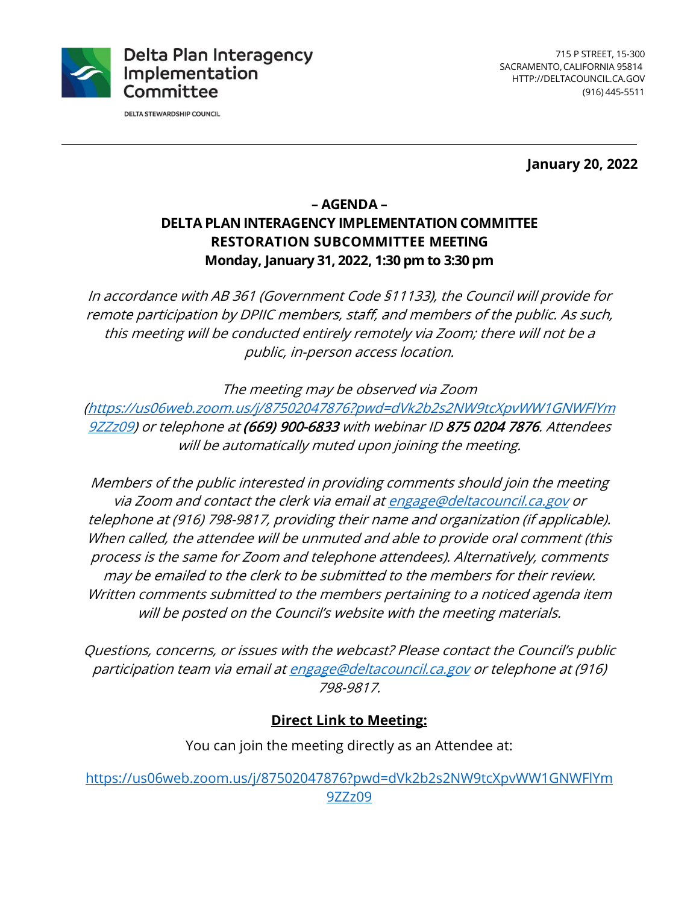**Delta Plan Interagency Implementation Committee**

DELTA STEWARDSHIP COUNCIL

715 P STREET, 15-300
SACRAMENTO, CALIFORNIA 95814
HTTP://DELTACOUNCIL.CA.GOV
(916) 445-5511

---

**January 20, 2022**

# – AGENDA –
# DELTA PLAN INTERAGENCY IMPLEMENTATION COMMITTEE
# RESTORATION SUBCOMMITTEE MEETING
# Monday, January 31, 2022, 1:30 pm to 3:30 pm

*In accordance with AB 361 (Government Code §11133), the Council will provide for remote participation by DPIIC members, staff, and members of the public. As such, this meeting will be conducted entirely remotely via Zoom; there will not be a public, in-person access location.*

*The meeting may be observed via Zoom (https://us06web.zoom.us/j/87502047876?pwd=dVk2b2s2NW9tcXpvWW1GNWFlYm9ZZz09) or telephone at **(669) 900-6833** with webinar ID **875 0204 7876**. Attendees will be automatically muted upon joining the meeting.*

*Members of the public interested in providing comments should join the meeting via Zoom and contact the clerk via email at engage@deltacouncil.ca.gov or telephone at (916) 798-9817, providing their name and organization (if applicable). When called, the attendee will be unmuted and able to provide oral comment (this process is the same for Zoom and telephone attendees). Alternatively, comments may be emailed to the clerk to be submitted to the members for their review. Written comments submitted to the members pertaining to a noticed agenda item will be posted on the Council's website with the meeting materials.*

*Questions, concerns, or issues with the webcast? Please contact the Council's public participation team via email at engage@deltacouncil.ca.gov or telephone at (916) 798-9817.*

**Direct Link to Meeting:**

You can join the meeting directly as an Attendee at:

https://us06web.zoom.us/j/87502047876?pwd=dVk2b2s2NW9tcXpvWW1GNWFlYm9ZZz09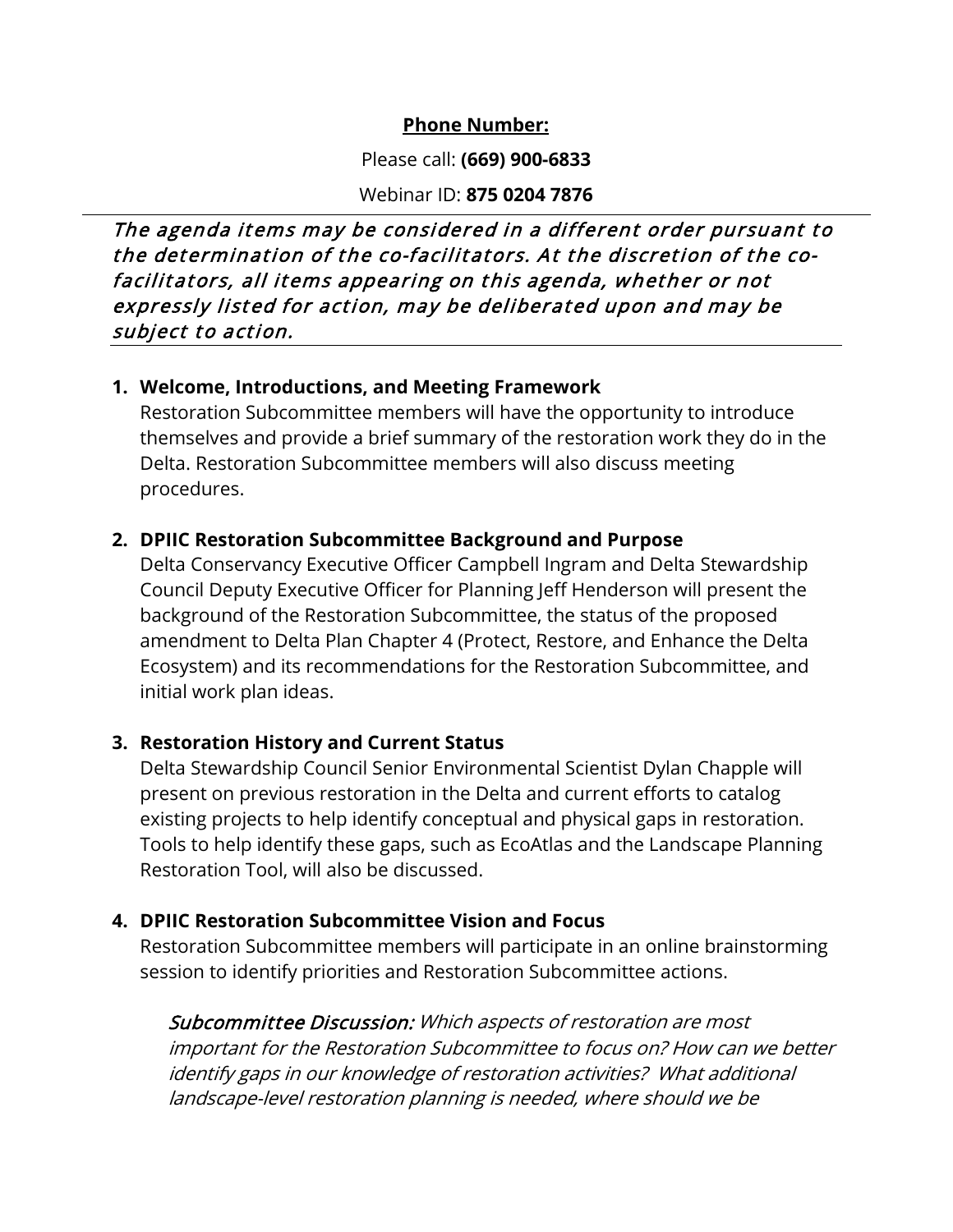**Phone Number:**

Please call: **(669) 900-6833**

Webinar ID: **875 0204 7876**

---

*The agenda items may be considered in a different order pursuant to the determination of the co-facilitators. At the discretion of the co-facilitators, all items appearing on this agenda, whether or not expressly listed for action, may be deliberated upon and may be subject to action.*

---

1. **Welcome, Introductions, and Meeting Framework**
   Restoration Subcommittee members will have the opportunity to introduce themselves and provide a brief summary of the restoration work they do in the Delta. Restoration Subcommittee members will also discuss meeting procedures.

2. **DPIIC Restoration Subcommittee Background and Purpose**
   Delta Conservancy Executive Officer Campbell Ingram and Delta Stewardship Council Deputy Executive Officer for Planning Jeff Henderson will present the background of the Restoration Subcommittee, the status of the proposed amendment to Delta Plan Chapter 4 (Protect, Restore, and Enhance the Delta Ecosystem) and its recommendations for the Restoration Subcommittee, and initial work plan ideas.

3. **Restoration History and Current Status**
   Delta Stewardship Council Senior Environmental Scientist Dylan Chapple will present on previous restoration in the Delta and current efforts to catalog existing projects to help identify conceptual and physical gaps in restoration. Tools to help identify these gaps, such as EcoAtlas and the Landscape Planning Restoration Tool, will also be discussed.

4. **DPIIC Restoration Subcommittee Vision and Focus**
   Restoration Subcommittee members will participate in an online brainstorming session to identify priorities and Restoration Subcommittee actions.

   *Subcommittee Discussion: Which aspects of restoration are most important for the Restoration Subcommittee to focus on? How can we better identify gaps in our knowledge of restoration activities? What additional landscape-level restoration planning is needed, where should we be*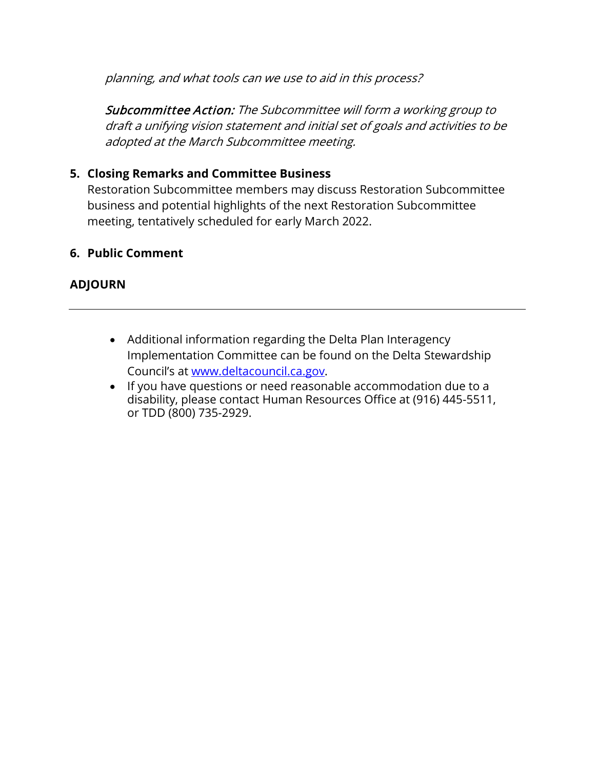*planning, and what tools can we use to aid in this process?*

***Subcommittee Action:*** *The Subcommittee will form a working group to draft a unifying vision statement and initial set of goals and activities to be adopted at the March Subcommittee meeting.*

**5. Closing Remarks and Committee Business**

Restoration Subcommittee members may discuss Restoration Subcommittee business and potential highlights of the next Restoration Subcommittee meeting, tentatively scheduled for early March 2022.

**6. Public Comment**

**ADJOURN**

---

- Additional information regarding the Delta Plan Interagency Implementation Committee can be found on the Delta Stewardship Council's at [www.deltacouncil.ca.gov](http://www.deltacouncil.ca.gov).
- If you have questions or need reasonable accommodation due to a disability, please contact Human Resources Office at (916) 445-5511, or TDD (800) 735-2929.